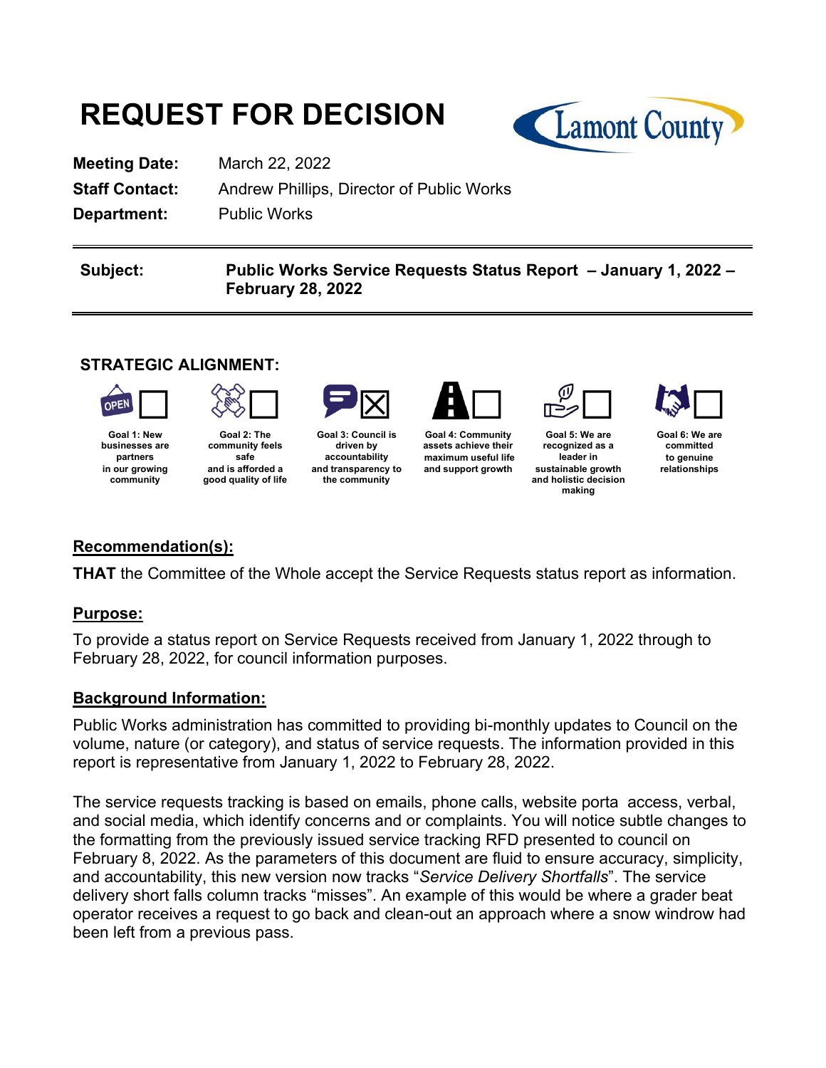# REQUEST FOR DECISION

**Meeting Date:** March 22, 2022
**Staff Contact:** Andrew Phillips, Director of Public Works
**Department:** Public Works

**Subject:** **Public Works Service Requests Status Report – January 1, 2022 – February 28, 2022**

### STRATEGIC ALIGNMENT:

| Goal | Selected |
| --- | --- |
| Goal 1: New businesses are partners in our growing community | ☐ |
| Goal 2: The community feels safe and is afforded a good quality of life | ☐ |
| Goal 3: Council is driven by accountability and transparency to the community | ☒ |
| Goal 4: Community assets achieve their maximum useful life and support growth | ☐ |
| Goal 5: We are recognized as a leader in sustainable growth and holistic decision making | ☐ |
| Goal 6: We are committed to genuine relationships | ☐ |

## Recommendation(s):

**THAT** the Committee of the Whole accept the Service Requests status report as information.

## Purpose:

To provide a status report on Service Requests received from January 1, 2022 through to February 28, 2022, for council information purposes.

## Background Information:

Public Works administration has committed to providing bi-monthly updates to Council on the volume, nature (or category), and status of service requests. The information provided in this report is representative from January 1, 2022 to February 28, 2022.

The service requests tracking is based on emails, phone calls, website porta access, verbal, and social media, which identify concerns and or complaints. You will notice subtle changes to the formatting from the previously issued service tracking RFD presented to council on February 8, 2022. As the parameters of this document are fluid to ensure accuracy, simplicity, and accountability, this new version now tracks "*Service Delivery Shortfalls*". The service delivery short falls column tracks "misses". An example of this would be where a grader beat operator receives a request to go back and clean-out an approach where a snow windrow had been left from a previous pass.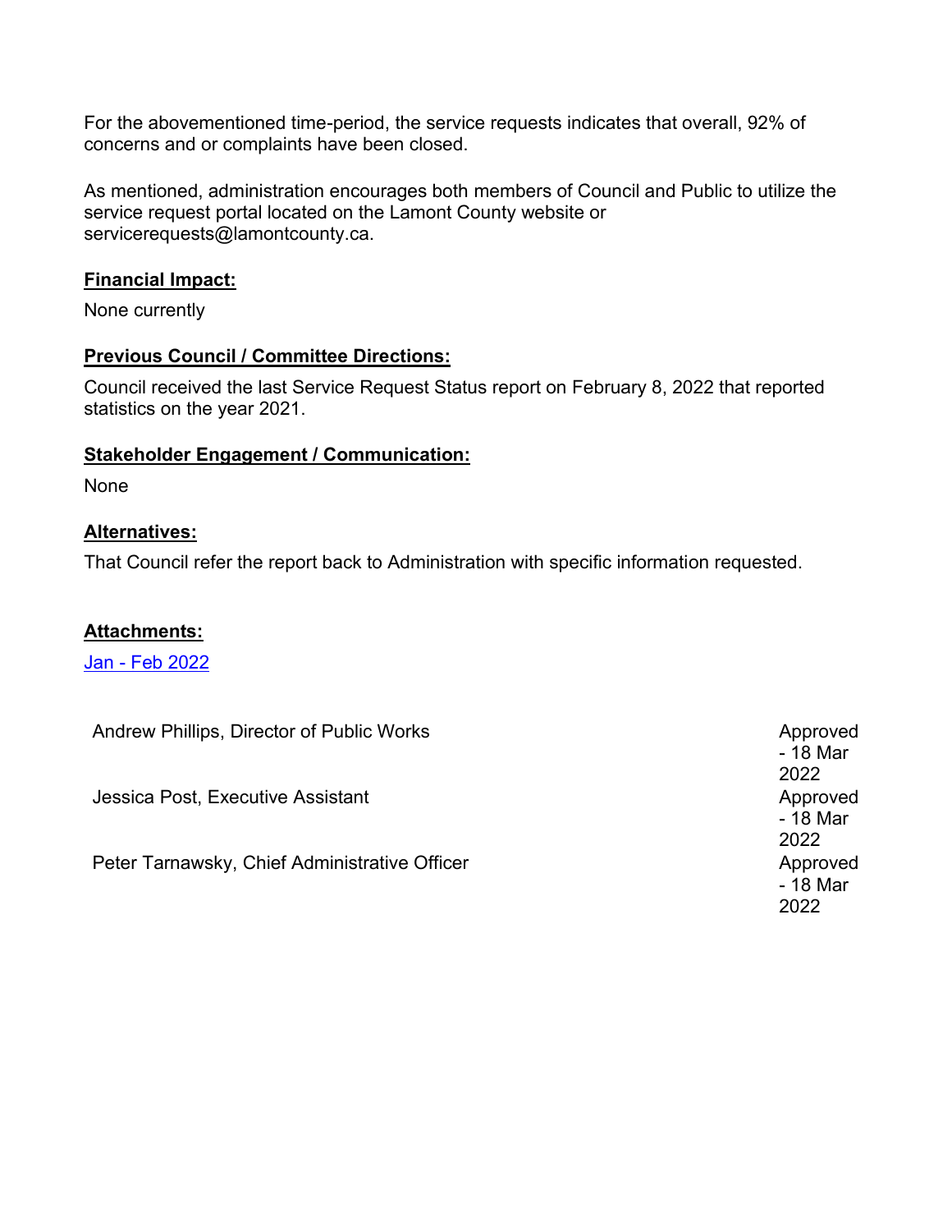For the abovementioned time-period, the service requests indicates that overall, 92% of concerns and or complaints have been closed.

As mentioned, administration encourages both members of Council and Public to utilize the service request portal located on the Lamont County website or servicerequests@lamontcounty.ca.

**Financial Impact:**

None currently

**Previous Council / Committee Directions:**

Council received the last Service Request Status report on February 8, 2022 that reported statistics on the year 2021.

**Stakeholder Engagement / Communication:**

None

**Alternatives:**

That Council refer the report back to Administration with specific information requested.

**Attachments:**

Jan - Feb 2022

| | |
|---|---|
| Andrew Phillips, Director of Public Works | Approved - 18 Mar 2022 |
| Jessica Post, Executive Assistant | Approved - 18 Mar 2022 |
| Peter Tarnawsky, Chief Administrative Officer | Approved - 18 Mar 2022 |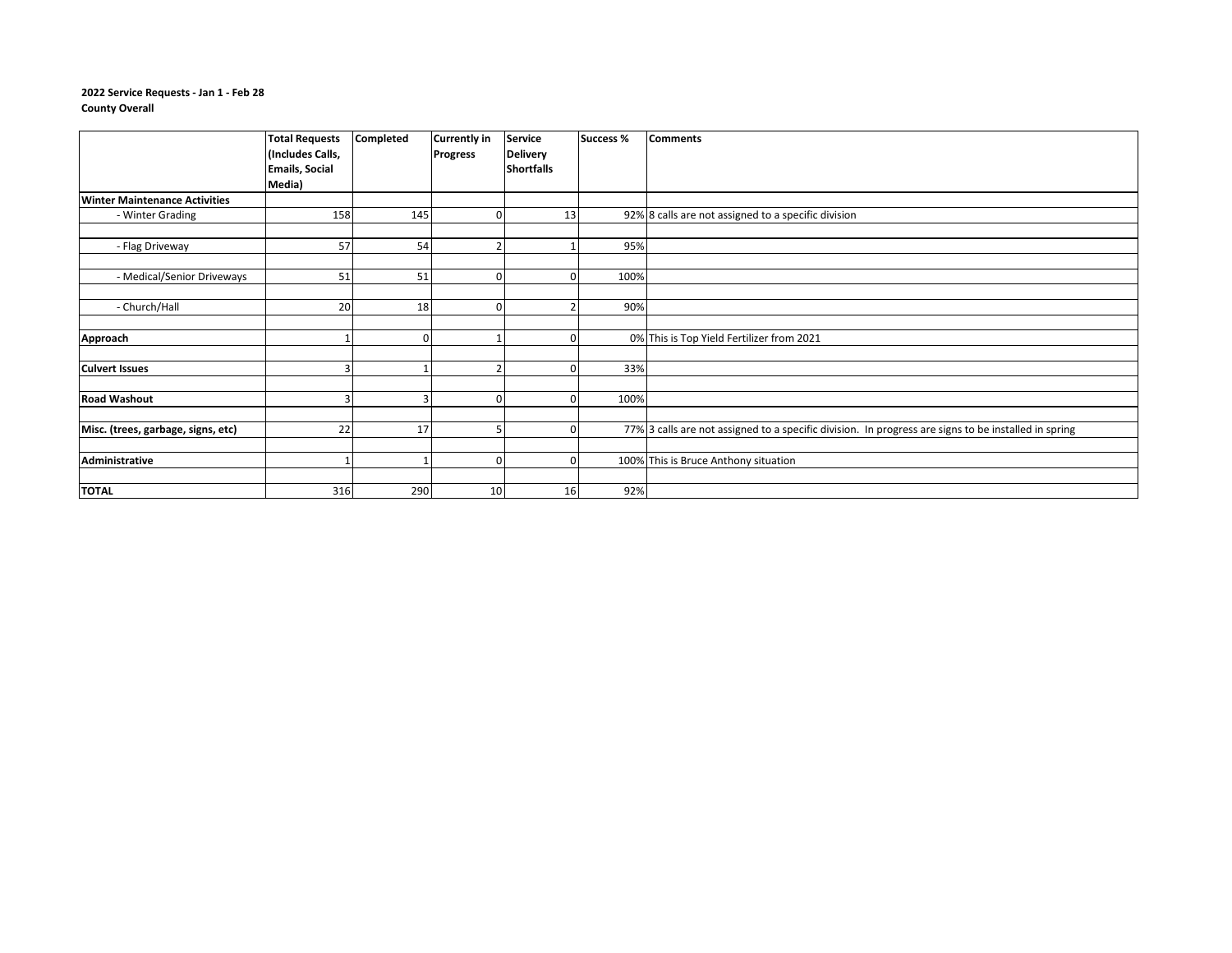**2022 Service Requests - Jan 1 - Feb 28**
**County Overall**

| | Total Requests (Includes Calls, Emails, Social Media) | Completed | Currently in Progress | Service Delivery Shortfalls | Success % | Comments |
|---|---|---|---|---|---|---|
| **Winter Maintenance Activities** | | | | | | |
| - Winter Grading | 158 | 145 | 0 | 13 | 92% | 8 calls are not assigned to a specific division |
| - Flag Driveway | 57 | 54 | 2 | 1 | 95% | |
| - Medical/Senior Driveways | 51 | 51 | 0 | 0 | 100% | |
| - Church/Hall | 20 | 18 | 0 | 2 | 90% | |
| **Approach** | 1 | 0 | 1 | 0 | 0% | This is Top Yield Fertilizer from 2021 |
| **Culvert Issues** | 3 | 1 | 2 | 0 | 33% | |
| **Road Washout** | 3 | 3 | 0 | 0 | 100% | |
| **Misc. (trees, garbage, signs, etc)** | 22 | 17 | 5 | 0 | 77% | 3 calls are not assigned to a specific division. In progress are signs to be installed in spring |
| **Administrative** | 1 | 1 | 0 | 0 | 100% | This is Bruce Anthony situation |
| **TOTAL** | 316 | 290 | 10 | 16 | 92% | |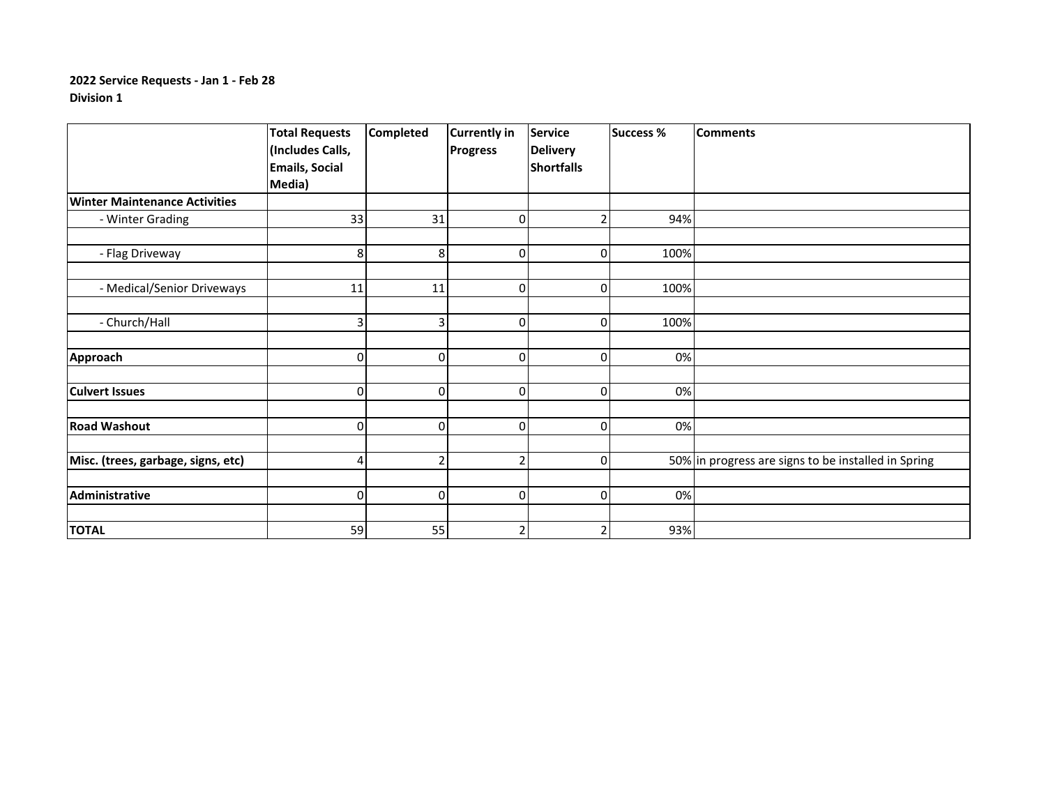**2022 Service Requests - Jan 1 - Feb 28**
**Division 1**

| | Total Requests (Includes Calls, Emails, Social Media) | Completed | Currently in Progress | Service Delivery Shortfalls | Success % | Comments |
|---|---|---|---|---|---|---|
| **Winter Maintenance Activities** | | | | | | |
| - Winter Grading | 33 | 31 | 0 | 2 | 94% | |
| | | | | | | |
| - Flag Driveway | 8 | 8 | 0 | 0 | 100% | |
| | | | | | | |
| - Medical/Senior Driveways | 11 | 11 | 0 | 0 | 100% | |
| | | | | | | |
| - Church/Hall | 3 | 3 | 0 | 0 | 100% | |
| | | | | | | |
| **Approach** | 0 | 0 | 0 | 0 | 0% | |
| | | | | | | |
| **Culvert Issues** | 0 | 0 | 0 | 0 | 0% | |
| | | | | | | |
| **Road Washout** | 0 | 0 | 0 | 0 | 0% | |
| | | | | | | |
| **Misc. (trees, garbage, signs, etc)** | 4 | 2 | 2 | 0 | 50% | in progress are signs to be installed in Spring |
| | | | | | | |
| **Administrative** | 0 | 0 | 0 | 0 | 0% | |
| | | | | | | |
| **TOTAL** | 59 | 55 | 2 | 2 | 93% | |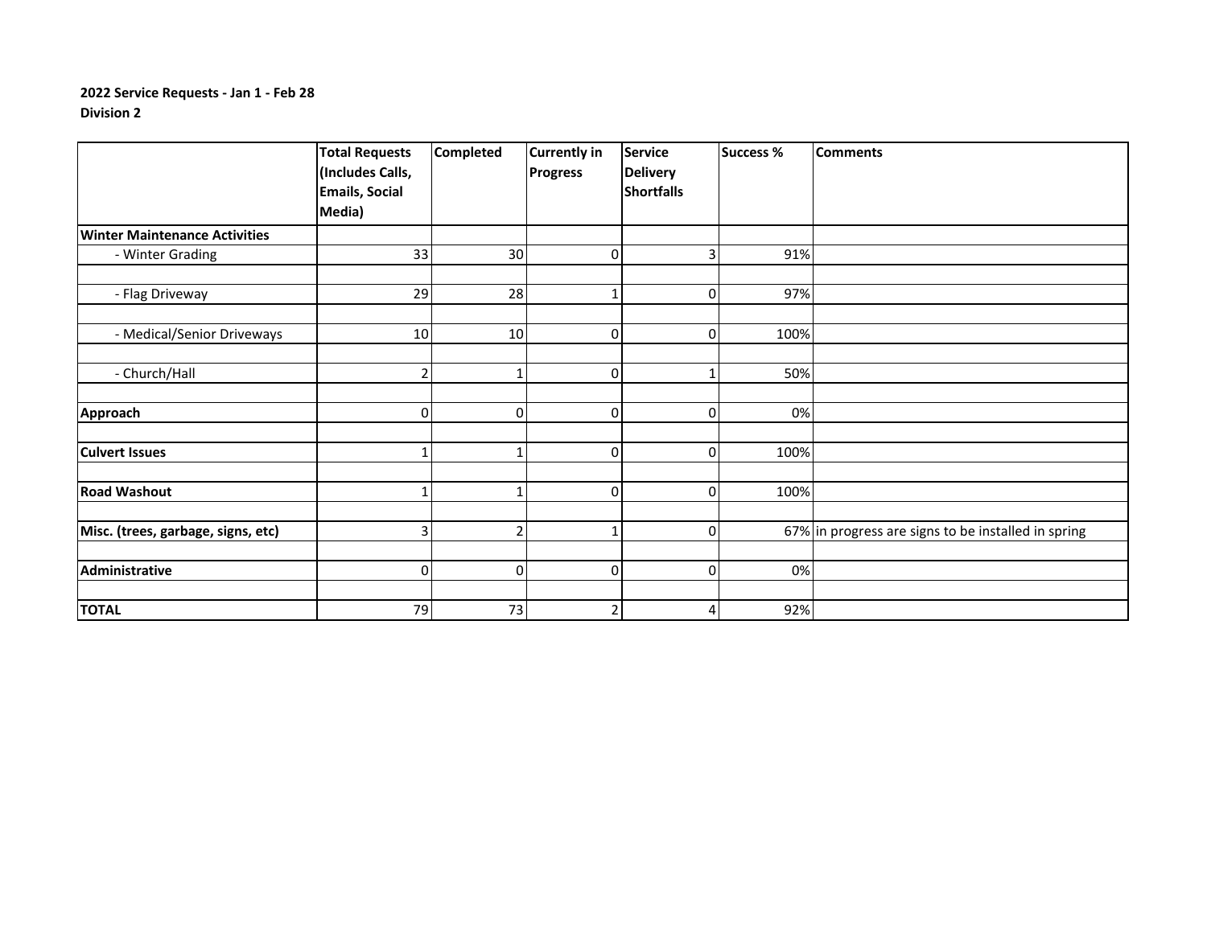**2022 Service Requests - Jan 1 - Feb 28**
**Division 2**

| | Total Requests (Includes Calls, Emails, Social Media) | Completed | Currently in Progress | Service Delivery Shortfalls | Success % | Comments |
|---|---|---|---|---|---|---|
| **Winter Maintenance Activities** | | | | | | |
| - Winter Grading | 33 | 30 | 0 | 3 | 91% | |
| | | | | | | |
| - Flag Driveway | 29 | 28 | 1 | 0 | 97% | |
| | | | | | | |
| - Medical/Senior Driveways | 10 | 10 | 0 | 0 | 100% | |
| | | | | | | |
| - Church/Hall | 2 | 1 | 0 | 1 | 50% | |
| | | | | | | |
| **Approach** | 0 | 0 | 0 | 0 | 0% | |
| | | | | | | |
| **Culvert Issues** | 1 | 1 | 0 | 0 | 100% | |
| | | | | | | |
| **Road Washout** | 1 | 1 | 0 | 0 | 100% | |
| | | | | | | |
| **Misc. (trees, garbage, signs, etc)** | 3 | 2 | 1 | 0 | 67% | in progress are signs to be installed in spring |
| | | | | | | |
| **Administrative** | 0 | 0 | 0 | 0 | 0% | |
| | | | | | | |
| **TOTAL** | 79 | 73 | 2 | 4 | 92% | |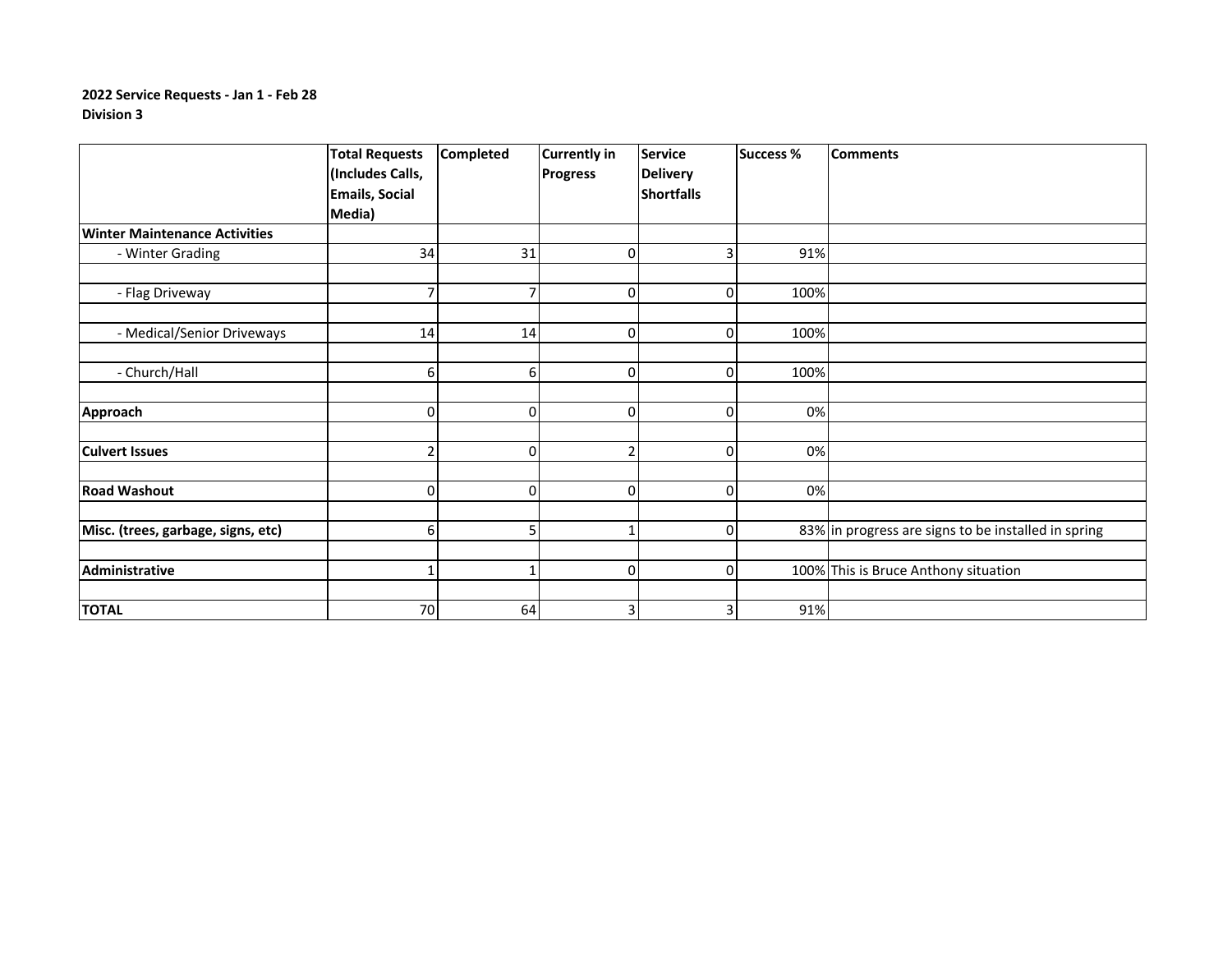**2022 Service Requests - Jan 1 - Feb 28**
**Division 3**

| | Total Requests (Includes Calls, Emails, Social Media) | Completed | Currently in Progress | Service Delivery Shortfalls | Success % | Comments |
|---|---|---|---|---|---|---|
| **Winter Maintenance Activities** | | | | | | |
| - Winter Grading | 34 | 31 | 0 | 3 | 91% | |
| | | | | | | |
| - Flag Driveway | 7 | 7 | 0 | 0 | 100% | |
| | | | | | | |
| - Medical/Senior Driveways | 14 | 14 | 0 | 0 | 100% | |
| | | | | | | |
| - Church/Hall | 6 | 6 | 0 | 0 | 100% | |
| | | | | | | |
| **Approach** | 0 | 0 | 0 | 0 | 0% | |
| | | | | | | |
| **Culvert Issues** | 2 | 0 | 2 | 0 | 0% | |
| | | | | | | |
| **Road Washout** | 0 | 0 | 0 | 0 | 0% | |
| | | | | | | |
| **Misc. (trees, garbage, signs, etc)** | 6 | 5 | 1 | 0 | 83% | in progress are signs to be installed in spring |
| | | | | | | |
| **Administrative** | 1 | 1 | 0 | 0 | 100% | This is Bruce Anthony situation |
| | | | | | | |
| **TOTAL** | 70 | 64 | 3 | 3 | 91% | |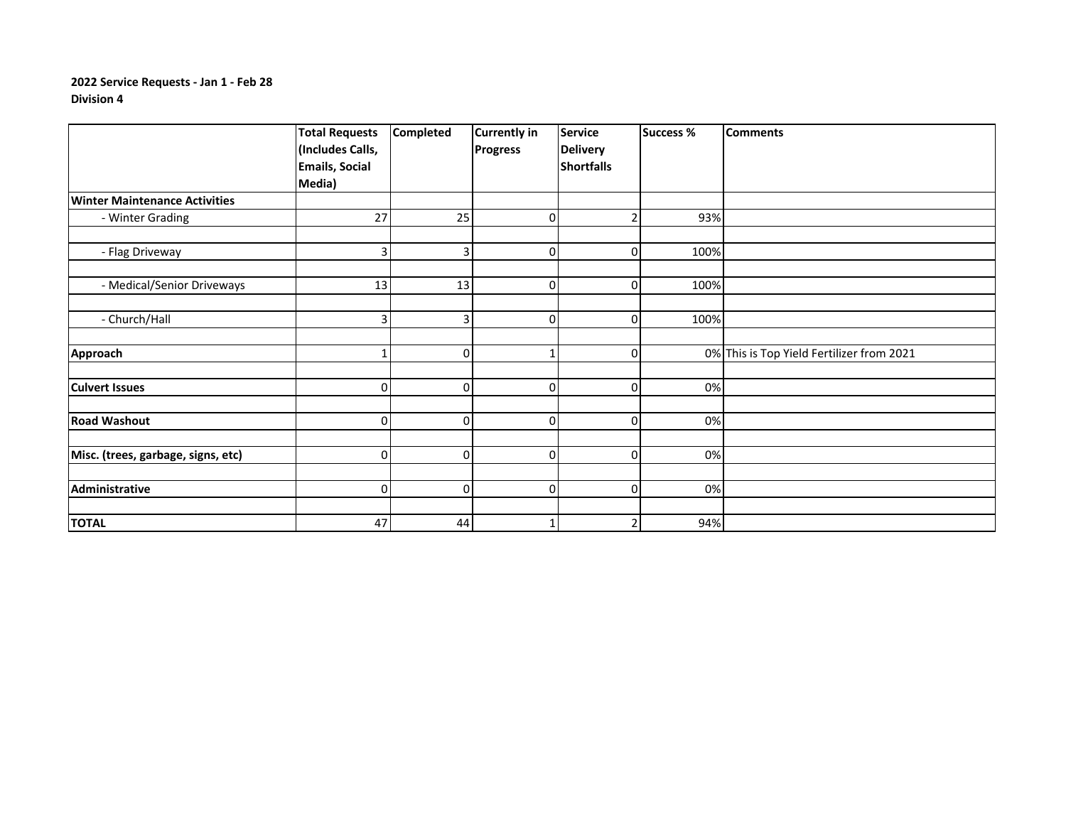**2022 Service Requests - Jan 1 - Feb 28**
**Division 4**

| | Total Requests (Includes Calls, Emails, Social Media) | Completed | Currently in Progress | Service Delivery Shortfalls | Success % | Comments |
|---|---|---|---|---|---|---|
| **Winter Maintenance Activities** | | | | | | |
| - Winter Grading | 27 | 25 | 0 | 2 | 93% | |
| | | | | | | |
| - Flag Driveway | 3 | 3 | 0 | 0 | 100% | |
| | | | | | | |
| - Medical/Senior Driveways | 13 | 13 | 0 | 0 | 100% | |
| | | | | | | |
| - Church/Hall | 3 | 3 | 0 | 0 | 100% | |
| | | | | | | |
| **Approach** | 1 | 0 | 1 | 0 | 0% | This is Top Yield Fertilizer from 2021 |
| | | | | | | |
| **Culvert Issues** | 0 | 0 | 0 | 0 | 0% | |
| | | | | | | |
| **Road Washout** | 0 | 0 | 0 | 0 | 0% | |
| | | | | | | |
| **Misc. (trees, garbage, signs, etc)** | 0 | 0 | 0 | 0 | 0% | |
| | | | | | | |
| **Administrative** | 0 | 0 | 0 | 0 | 0% | |
| | | | | | | |
| **TOTAL** | 47 | 44 | 1 | 2 | 94% | |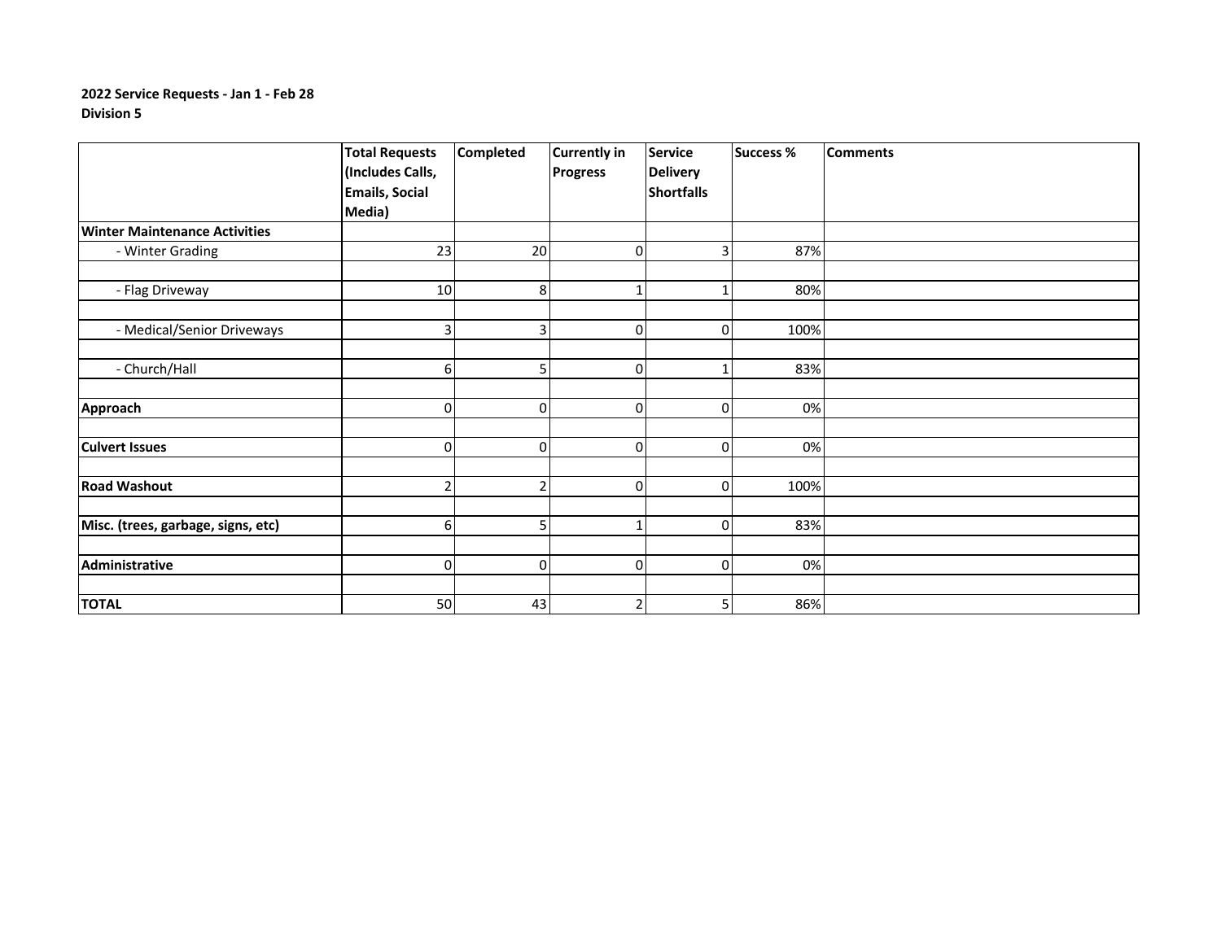**2022 Service Requests - Jan 1 - Feb 28**
**Division 5**

| | Total Requests (Includes Calls, Emails, Social Media) | Completed | Currently in Progress | Service Delivery Shortfalls | Success % | Comments |
|---|---|---|---|---|---|---|
| **Winter Maintenance Activities** | | | | | | |
| - Winter Grading | 23 | 20 | 0 | 3 | 87% | |
| | | | | | | |
| - Flag Driveway | 10 | 8 | 1 | 1 | 80% | |
| | | | | | | |
| - Medical/Senior Driveways | 3 | 3 | 0 | 0 | 100% | |
| | | | | | | |
| - Church/Hall | 6 | 5 | 0 | 1 | 83% | |
| | | | | | | |
| **Approach** | 0 | 0 | 0 | 0 | 0% | |
| | | | | | | |
| **Culvert Issues** | 0 | 0 | 0 | 0 | 0% | |
| | | | | | | |
| **Road Washout** | 2 | 2 | 0 | 0 | 100% | |
| | | | | | | |
| **Misc. (trees, garbage, signs, etc)** | 6 | 5 | 1 | 0 | 83% | |
| | | | | | | |
| **Administrative** | 0 | 0 | 0 | 0 | 0% | |
| | | | | | | |
| **TOTAL** | 50 | 43 | 2 | 5 | 86% | |